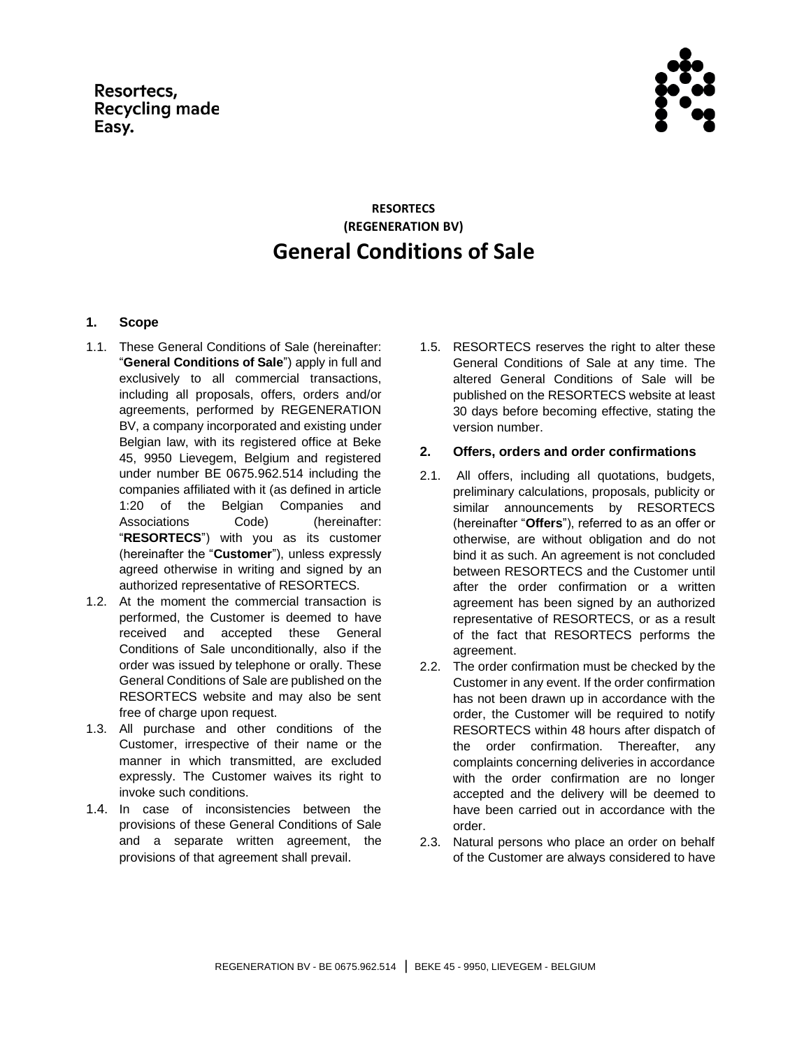Resortecs,
Recycling made
Easy.

**RESORTECS**
**(REGENERATION BV)**

# General Conditions of Sale

## 1. Scope

1.1. These General Conditions of Sale (hereinafter: "**General Conditions of Sale**") apply in full and exclusively to all commercial transactions, including all proposals, offers, orders and/or agreements, performed by REGENERATION BV, a company incorporated and existing under Belgian law, with its registered office at Beke 45, 9950 Lievegem, Belgium and registered under number BE 0675.962.514 including the companies affiliated with it (as defined in article 1:20 of the Belgian Companies and Associations Code) (hereinafter: "**RESORTECS**") with you as its customer (hereinafter the "**Customer**"), unless expressly agreed otherwise in writing and signed by an authorized representative of RESORTECS.

1.2. At the moment the commercial transaction is performed, the Customer is deemed to have received and accepted these General Conditions of Sale unconditionally, also if the order was issued by telephone or orally. These General Conditions of Sale are published on the RESORTECS website and may also be sent free of charge upon request.

1.3. All purchase and other conditions of the Customer, irrespective of their name or the manner in which transmitted, are excluded expressly. The Customer waives its right to invoke such conditions.

1.4. In case of inconsistencies between the provisions of these General Conditions of Sale and a separate written agreement, the provisions of that agreement shall prevail.

1.5. RESORTECS reserves the right to alter these General Conditions of Sale at any time. The altered General Conditions of Sale will be published on the RESORTECS website at least 30 days before becoming effective, stating the version number.

## 2. Offers, orders and order confirmations

2.1. All offers, including all quotations, budgets, preliminary calculations, proposals, publicity or similar announcements by RESORTECS (hereinafter "**Offers**"), referred to as an offer or otherwise, are without obligation and do not bind it as such. An agreement is not concluded between RESORTECS and the Customer until after the order confirmation or a written agreement has been signed by an authorized representative of RESORTECS, or as a result of the fact that RESORTECS performs the agreement.

2.2. The order confirmation must be checked by the Customer in any event. If the order confirmation has not been drawn up in accordance with the order, the Customer will be required to notify RESORTECS within 48 hours after dispatch of the order confirmation. Thereafter, any complaints concerning deliveries in accordance with the order confirmation are no longer accepted and the delivery will be deemed to have been carried out in accordance with the order.

2.3. Natural persons who place an order on behalf of the Customer are always considered to have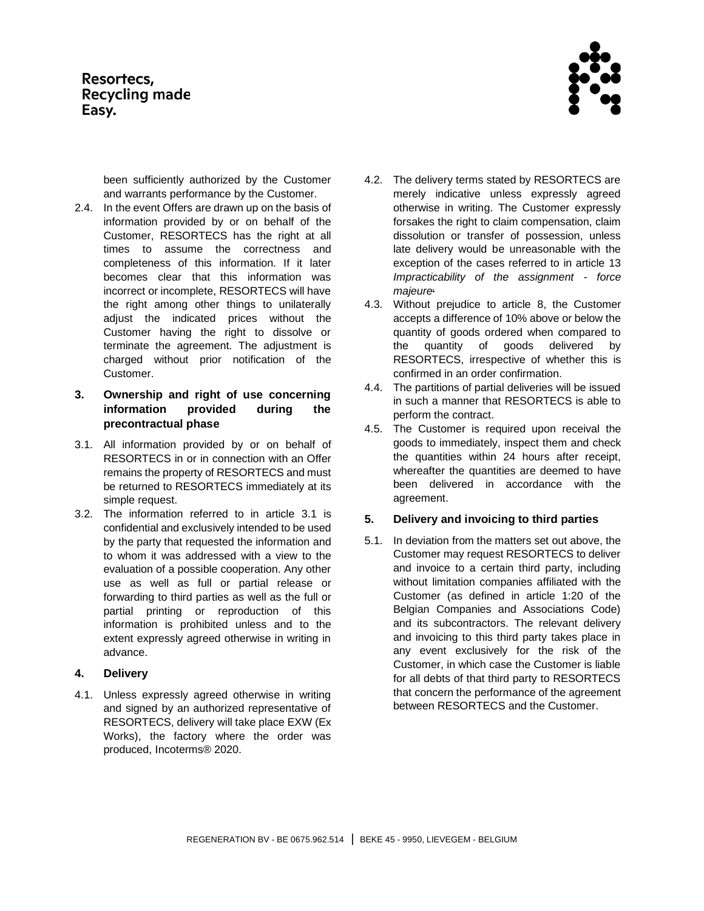been sufficiently authorized by the Customer and warrants performance by the Customer.

2.4. In the event Offers are drawn up on the basis of information provided by or on behalf of the Customer, RESORTECS has the right at all times to assume the correctness and completeness of this information. If it later becomes clear that this information was incorrect or incomplete, RESORTECS will have the right among other things to unilaterally adjust the indicated prices without the Customer having the right to dissolve or terminate the agreement. The adjustment is charged without prior notification of the Customer.

## 3. Ownership and right of use concerning information provided during the precontractual phase

3.1. All information provided by or on behalf of RESORTECS in or in connection with an Offer remains the property of RESORTECS and must be returned to RESORTECS immediately at its simple request.

3.2. The information referred to in article 3.1 is confidential and exclusively intended to be used by the party that requested the information and to whom it was addressed with a view to the evaluation of a possible cooperation. Any other use as well as full or partial release or forwarding to third parties as well as the full or partial printing or reproduction of this information is prohibited unless and to the extent expressly agreed otherwise in writing in advance.

## 4. Delivery

4.1. Unless expressly agreed otherwise in writing and signed by an authorized representative of RESORTECS, delivery will take place EXW (Ex Works), the factory where the order was produced, Incoterms® 2020.

4.2. The delivery terms stated by RESORTECS are merely indicative unless expressly agreed otherwise in writing. The Customer expressly forsakes the right to claim compensation, claim dissolution or transfer of possession, unless late delivery would be unreasonable with the exception of the cases referred to in article 13 *Impracticability of the assignment - force majeure*.

4.3. Without prejudice to article 8, the Customer accepts a difference of 10% above or below the quantity of goods ordered when compared to the quantity of goods delivered by RESORTECS, irrespective of whether this is confirmed in an order confirmation.

4.4. The partitions of partial deliveries will be issued in such a manner that RESORTECS is able to perform the contract.

4.5. The Customer is required upon receival the goods to immediately, inspect them and check the quantities within 24 hours after receipt, whereafter the quantities are deemed to have been delivered in accordance with the agreement.

## 5. Delivery and invoicing to third parties

5.1. In deviation from the matters set out above, the Customer may request RESORTECS to deliver and invoice to a certain third party, including without limitation companies affiliated with the Customer (as defined in article 1:20 of the Belgian Companies and Associations Code) and its subcontractors. The relevant delivery and invoicing to this third party takes place in any event exclusively for the risk of the Customer, in which case the Customer is liable for all debts of that third party to RESORTECS that concern the performance of the agreement between RESORTECS and the Customer.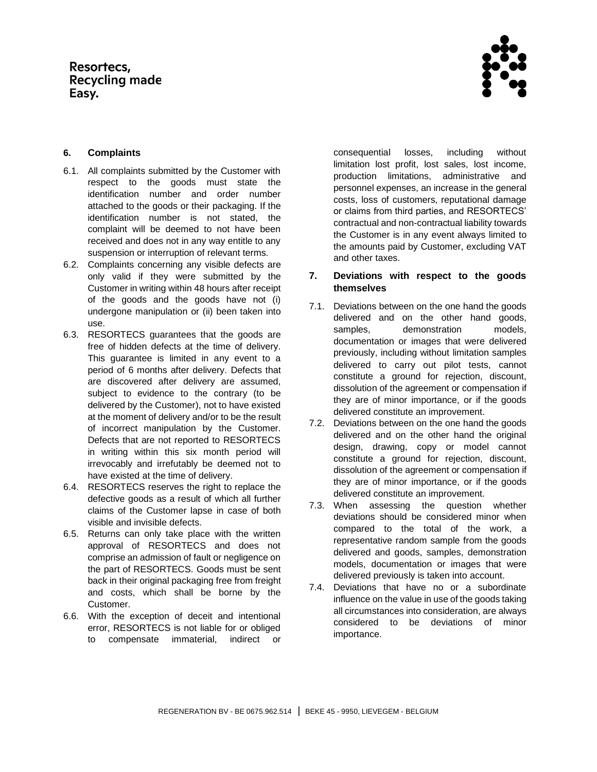## 6. Complaints

6.1. All complaints submitted by the Customer with respect to the goods must state the identification number and order number attached to the goods or their packaging. If the identification number is not stated, the complaint will be deemed to not have been received and does not in any way entitle to any suspension or interruption of relevant terms.

6.2. Complaints concerning any visible defects are only valid if they were submitted by the Customer in writing within 48 hours after receipt of the goods and the goods have not (i) undergone manipulation or (ii) been taken into use.

6.3. RESORTECS guarantees that the goods are free of hidden defects at the time of delivery. This guarantee is limited in any event to a period of 6 months after delivery. Defects that are discovered after delivery are assumed, subject to evidence to the contrary (to be delivered by the Customer), not to have existed at the moment of delivery and/or to be the result of incorrect manipulation by the Customer. Defects that are not reported to RESORTECS in writing within this six month period will irrevocably and irrefutably be deemed not to have existed at the time of delivery.

6.4. RESORTECS reserves the right to replace the defective goods as a result of which all further claims of the Customer lapse in case of both visible and invisible defects.

6.5. Returns can only take place with the written approval of RESORTECS and does not comprise an admission of fault or negligence on the part of RESORTECS. Goods must be sent back in their original packaging free from freight and costs, which shall be borne by the Customer.

6.6. With the exception of deceit and intentional error, RESORTECS is not liable for or obliged to compensate immaterial, indirect or consequential losses, including without limitation lost profit, lost sales, lost income, production limitations, administrative and personnel expenses, an increase in the general costs, loss of customers, reputational damage or claims from third parties, and RESORTECS' contractual and non-contractual liability towards the Customer is in any event always limited to the amounts paid by Customer, excluding VAT and other taxes.

## 7. Deviations with respect to the goods themselves

7.1. Deviations between on the one hand the goods delivered and on the other hand goods, samples, demonstration models, documentation or images that were delivered previously, including without limitation samples delivered to carry out pilot tests, cannot constitute a ground for rejection, discount, dissolution of the agreement or compensation if they are of minor importance, or if the goods delivered constitute an improvement.

7.2. Deviations between on the one hand the goods delivered and on the other hand the original design, drawing, copy or model cannot constitute a ground for rejection, discount, dissolution of the agreement or compensation if they are of minor importance, or if the goods delivered constitute an improvement.

7.3. When assessing the question whether deviations should be considered minor when compared to the total of the work, a representative random sample from the goods delivered and goods, samples, demonstration models, documentation or images that were delivered previously is taken into account.

7.4. Deviations that have no or a subordinate influence on the value in use of the goods taking all circumstances into consideration, are always considered to be deviations of minor importance.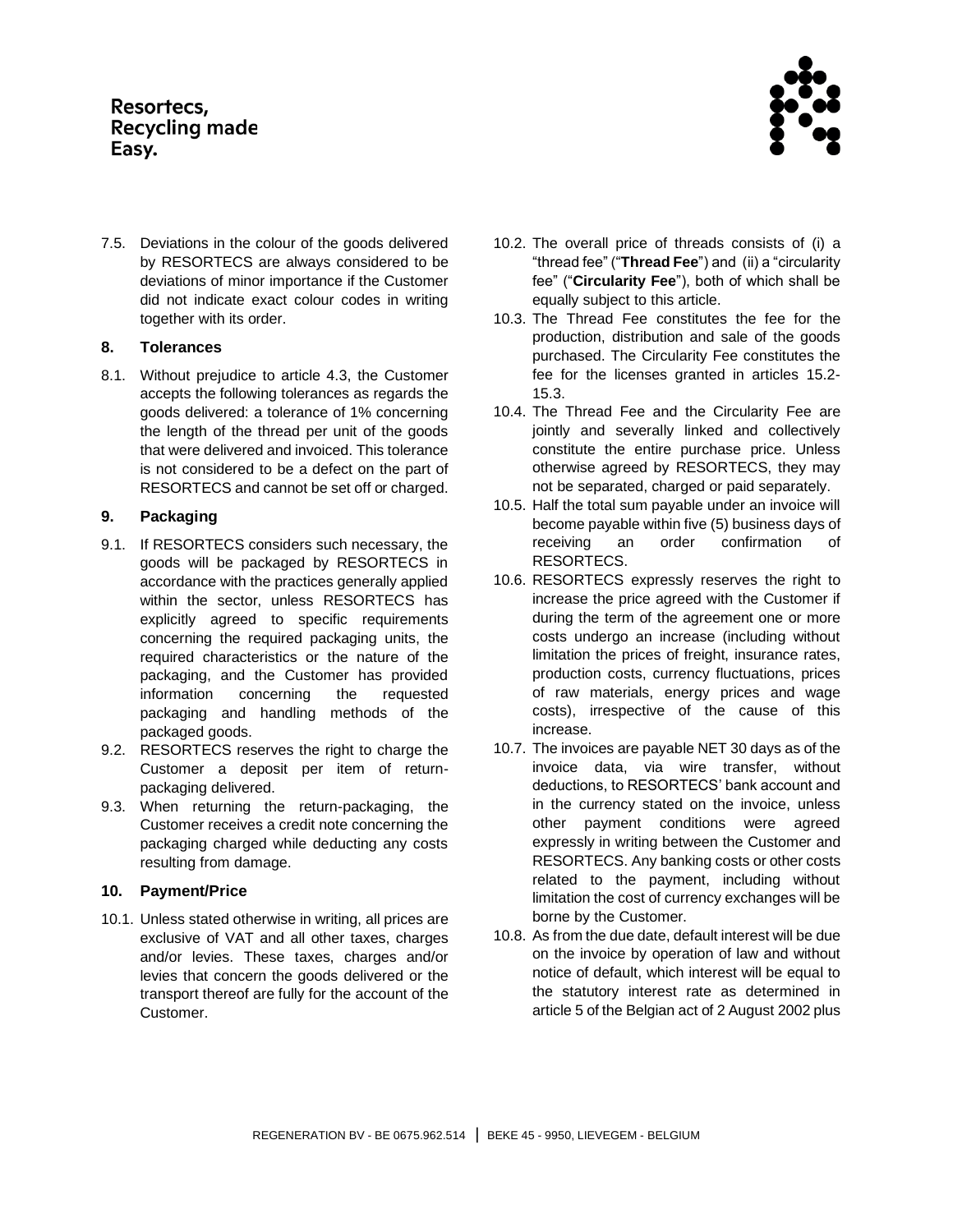7.5. Deviations in the colour of the goods delivered by RESORTECS are always considered to be deviations of minor importance if the Customer did not indicate exact colour codes in writing together with its order.

## 8. Tolerances

8.1. Without prejudice to article 4.3, the Customer accepts the following tolerances as regards the goods delivered: a tolerance of 1% concerning the length of the thread per unit of the goods that were delivered and invoiced. This tolerance is not considered to be a defect on the part of RESORTECS and cannot be set off or charged.

## 9. Packaging

9.1. If RESORTECS considers such necessary, the goods will be packaged by RESORTECS in accordance with the practices generally applied within the sector, unless RESORTECS has explicitly agreed to specific requirements concerning the required packaging units, the required characteristics or the nature of the packaging, and the Customer has provided information concerning the requested packaging and handling methods of the packaged goods.

9.2. RESORTECS reserves the right to charge the Customer a deposit per item of return-packaging delivered.

9.3. When returning the return-packaging, the Customer receives a credit note concerning the packaging charged while deducting any costs resulting from damage.

## 10. Payment/Price

10.1. Unless stated otherwise in writing, all prices are exclusive of VAT and all other taxes, charges and/or levies. These taxes, charges and/or levies that concern the goods delivered or the transport thereof are fully for the account of the Customer.

10.2. The overall price of threads consists of (i) a "thread fee" ("**Thread Fee**") and (ii) a "circularity fee" ("**Circularity Fee**"), both of which shall be equally subject to this article.

10.3. The Thread Fee constitutes the fee for the production, distribution and sale of the goods purchased. The Circularity Fee constitutes the fee for the licenses granted in articles 15.2-15.3.

10.4. The Thread Fee and the Circularity Fee are jointly and severally linked and collectively constitute the entire purchase price. Unless otherwise agreed by RESORTECS, they may not be separated, charged or paid separately.

10.5. Half the total sum payable under an invoice will become payable within five (5) business days of receiving an order confirmation of RESORTECS.

10.6. RESORTECS expressly reserves the right to increase the price agreed with the Customer if during the term of the agreement one or more costs undergo an increase (including without limitation the prices of freight, insurance rates, production costs, currency fluctuations, prices of raw materials, energy prices and wage costs), irrespective of the cause of this increase.

10.7. The invoices are payable NET 30 days as of the invoice data, via wire transfer, without deductions, to RESORTECS' bank account and in the currency stated on the invoice, unless other payment conditions were agreed expressly in writing between the Customer and RESORTECS. Any banking costs or other costs related to the payment, including without limitation the cost of currency exchanges will be borne by the Customer.

10.8. As from the due date, default interest will be due on the invoice by operation of law and without notice of default, which interest will be equal to the statutory interest rate as determined in article 5 of the Belgian act of 2 August 2002 plus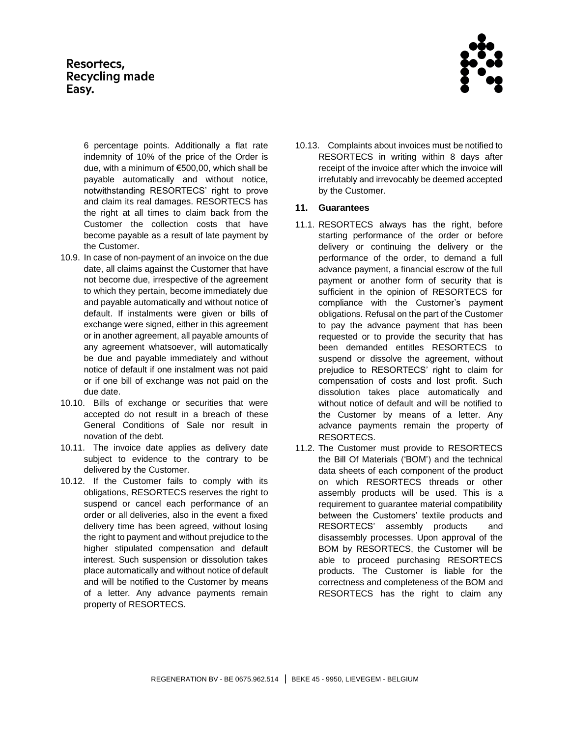6 percentage points. Additionally a flat rate indemnity of 10% of the price of the Order is due, with a minimum of €500,00, which shall be payable automatically and without notice, notwithstanding RESORTECS' right to prove and claim its real damages. RESORTECS has the right at all times to claim back from the Customer the collection costs that have become payable as a result of late payment by the Customer.

10.9. In case of non-payment of an invoice on the due date, all claims against the Customer that have not become due, irrespective of the agreement to which they pertain, become immediately due and payable automatically and without notice of default. If instalments were given or bills of exchange were signed, either in this agreement or in another agreement, all payable amounts of any agreement whatsoever, will automatically be due and payable immediately and without notice of default if one instalment was not paid or if one bill of exchange was not paid on the due date.

10.10. Bills of exchange or securities that were accepted do not result in a breach of these General Conditions of Sale nor result in novation of the debt.

10.11. The invoice date applies as delivery date subject to evidence to the contrary to be delivered by the Customer.

10.12. If the Customer fails to comply with its obligations, RESORTECS reserves the right to suspend or cancel each performance of an order or all deliveries, also in the event a fixed delivery time has been agreed, without losing the right to payment and without prejudice to the higher stipulated compensation and default interest. Such suspension or dissolution takes place automatically and without notice of default and will be notified to the Customer by means of a letter. Any advance payments remain property of RESORTECS.

10.13. Complaints about invoices must be notified to RESORTECS in writing within 8 days after receipt of the invoice after which the invoice will irrefutably and irrevocably be deemed accepted by the Customer.

## 11. Guarantees

11.1. RESORTECS always has the right, before starting performance of the order or before delivery or continuing the delivery or the performance of the order, to demand a full advance payment, a financial escrow of the full payment or another form of security that is sufficient in the opinion of RESORTECS for compliance with the Customer's payment obligations. Refusal on the part of the Customer to pay the advance payment that has been requested or to provide the security that has been demanded entitles RESORTECS to suspend or dissolve the agreement, without prejudice to RESORTECS' right to claim for compensation of costs and lost profit. Such dissolution takes place automatically and without notice of default and will be notified to the Customer by means of a letter. Any advance payments remain the property of RESORTECS.

11.2. The Customer must provide to RESORTECS the Bill Of Materials ('BOM') and the technical data sheets of each component of the product on which RESORTECS threads or other assembly products will be used. This is a requirement to guarantee material compatibility between the Customers' textile products and RESORTECS' assembly products and disassembly processes. Upon approval of the BOM by RESORTECS, the Customer will be able to proceed purchasing RESORTECS products. The Customer is liable for the correctness and completeness of the BOM and RESORTECS has the right to claim any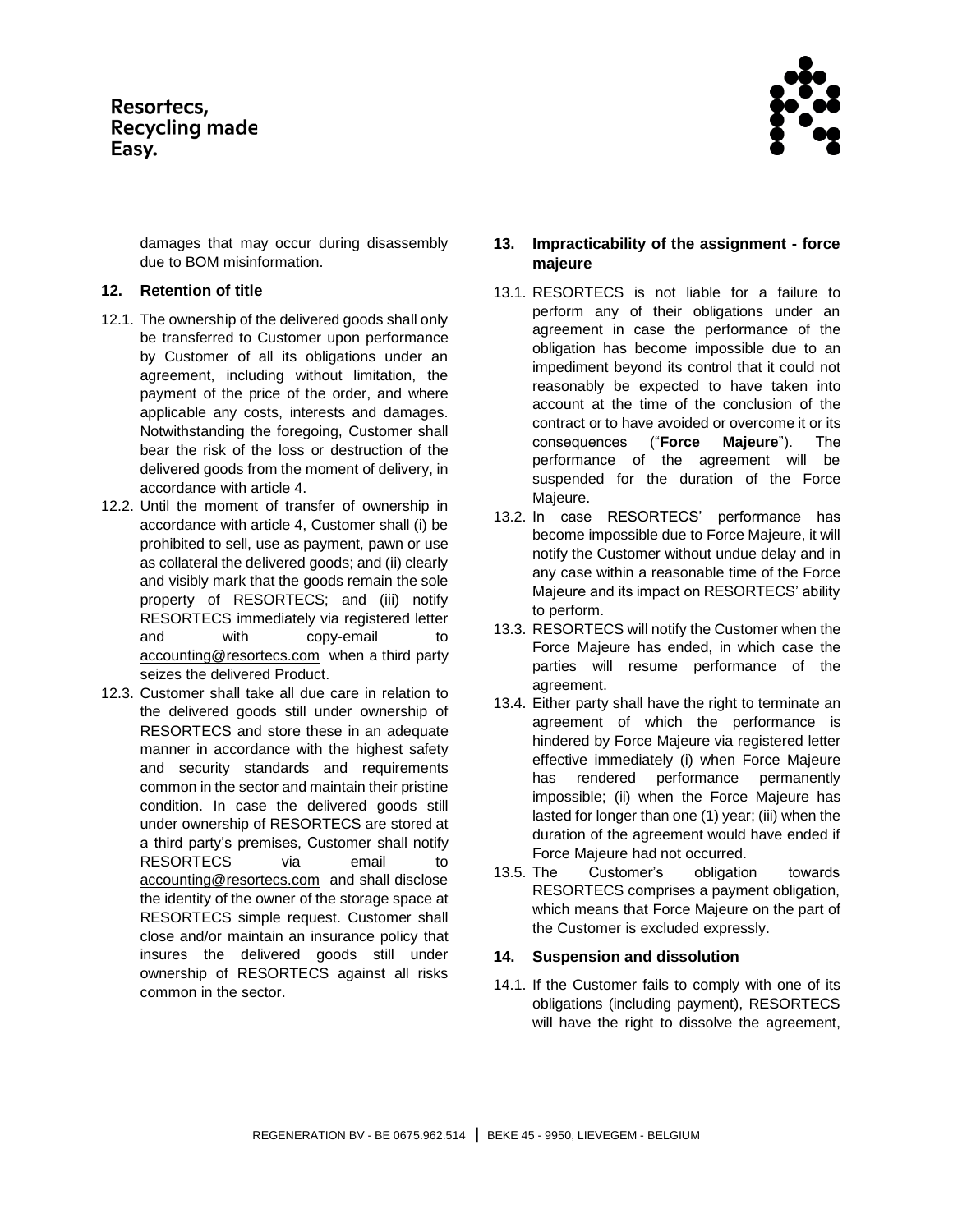damages that may occur during disassembly due to BOM misinformation.

## 12. Retention of title

12.1. The ownership of the delivered goods shall only be transferred to Customer upon performance by Customer of all its obligations under an agreement, including without limitation, the payment of the price of the order, and where applicable any costs, interests and damages. Notwithstanding the foregoing, Customer shall bear the risk of the loss or destruction of the delivered goods from the moment of delivery, in accordance with article 4.

12.2. Until the moment of transfer of ownership in accordance with article 4, Customer shall (i) be prohibited to sell, use as payment, pawn or use as collateral the delivered goods; and (ii) clearly and visibly mark that the goods remain the sole property of RESORTECS; and (iii) notify RESORTECS immediately via registered letter and with copy-email to accounting@resortecs.com when a third party seizes the delivered Product.

12.3. Customer shall take all due care in relation to the delivered goods still under ownership of RESORTECS and store these in an adequate manner in accordance with the highest safety and security standards and requirements common in the sector and maintain their pristine condition. In case the delivered goods still under ownership of RESORTECS are stored at a third party's premises, Customer shall notify RESORTECS via email to accounting@resortecs.com and shall disclose the identity of the owner of the storage space at RESORTECS simple request. Customer shall close and/or maintain an insurance policy that insures the delivered goods still under ownership of RESORTECS against all risks common in the sector.

## 13. Impracticability of the assignment - force majeure

13.1. RESORTECS is not liable for a failure to perform any of their obligations under an agreement in case the performance of the obligation has become impossible due to an impediment beyond its control that it could not reasonably be expected to have taken into account at the time of the conclusion of the contract or to have avoided or overcome it or its consequences ("**Force Majeure**"). The performance of the agreement will be suspended for the duration of the Force Majeure.

13.2. In case RESORTECS' performance has become impossible due to Force Majeure, it will notify the Customer without undue delay and in any case within a reasonable time of the Force Majeure and its impact on RESORTECS' ability to perform.

13.3. RESORTECS will notify the Customer when the Force Majeure has ended, in which case the parties will resume performance of the agreement.

13.4. Either party shall have the right to terminate an agreement of which the performance is hindered by Force Majeure via registered letter effective immediately (i) when Force Majeure has rendered performance permanently impossible; (ii) when the Force Majeure has lasted for longer than one (1) year; (iii) when the duration of the agreement would have ended if Force Majeure had not occurred.

13.5. The Customer's obligation towards RESORTECS comprises a payment obligation, which means that Force Majeure on the part of the Customer is excluded expressly.

## 14. Suspension and dissolution

14.1. If the Customer fails to comply with one of its obligations (including payment), RESORTECS will have the right to dissolve the agreement,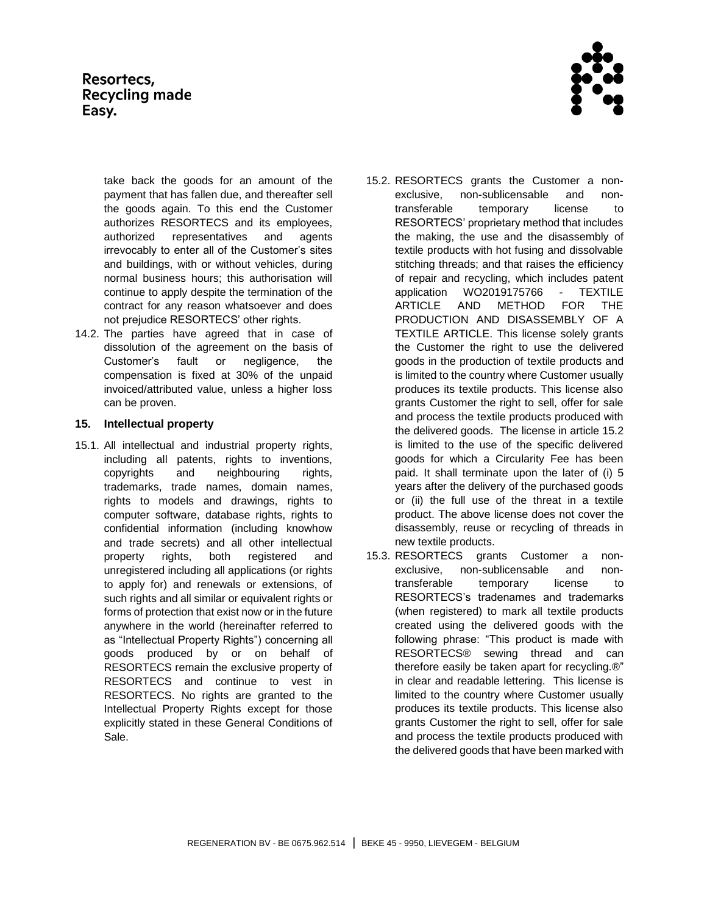take back the goods for an amount of the payment that has fallen due, and thereafter sell the goods again. To this end the Customer authorizes RESORTECS and its employees, authorized representatives and agents irrevocably to enter all of the Customer's sites and buildings, with or without vehicles, during normal business hours; this authorisation will continue to apply despite the termination of the contract for any reason whatsoever and does not prejudice RESORTECS' other rights.

14.2. The parties have agreed that in case of dissolution of the agreement on the basis of Customer's fault or negligence, the compensation is fixed at 30% of the unpaid invoiced/attributed value, unless a higher loss can be proven.

### 15. Intellectual property

15.1. All intellectual and industrial property rights, including all patents, rights to inventions, copyrights and neighbouring rights, trademarks, trade names, domain names, rights to models and drawings, rights to computer software, database rights, rights to confidential information (including knowhow and trade secrets) and all other intellectual property rights, both registered and unregistered including all applications (or rights to apply for) and renewals or extensions, of such rights and all similar or equivalent rights or forms of protection that exist now or in the future anywhere in the world (hereinafter referred to as "Intellectual Property Rights") concerning all goods produced by or on behalf of RESORTECS remain the exclusive property of RESORTECS and continue to vest in RESORTECS. No rights are granted to the Intellectual Property Rights except for those explicitly stated in these General Conditions of Sale.

15.2. RESORTECS grants the Customer a non-exclusive, non-sublicensable and non-transferable temporary license to RESORTECS' proprietary method that includes the making, the use and the disassembly of textile products with hot fusing and dissolvable stitching threads; and that raises the efficiency of repair and recycling, which includes patent application WO2019175766 - TEXTILE ARTICLE AND METHOD FOR THE PRODUCTION AND DISASSEMBLY OF A TEXTILE ARTICLE. This license solely grants the Customer the right to use the delivered goods in the production of textile products and is limited to the country where Customer usually produces its textile products. This license also grants Customer the right to sell, offer for sale and process the textile products produced with the delivered goods. The license in article 15.2 is limited to the use of the specific delivered goods for which a Circularity Fee has been paid. It shall terminate upon the later of (i) 5 years after the delivery of the purchased goods or (ii) the full use of the threat in a textile product. The above license does not cover the disassembly, reuse or recycling of threads in new textile products.

15.3. RESORTECS grants Customer a non-exclusive, non-sublicensable and non-transferable temporary license to RESORTECS's tradenames and trademarks (when registered) to mark all textile products created using the delivered goods with the following phrase: "This product is made with RESORTECS® sewing thread and can therefore easily be taken apart for recycling.®" in clear and readable lettering. This license is limited to the country where Customer usually produces its textile products. This license also grants Customer the right to sell, offer for sale and process the textile products produced with the delivered goods that have been marked with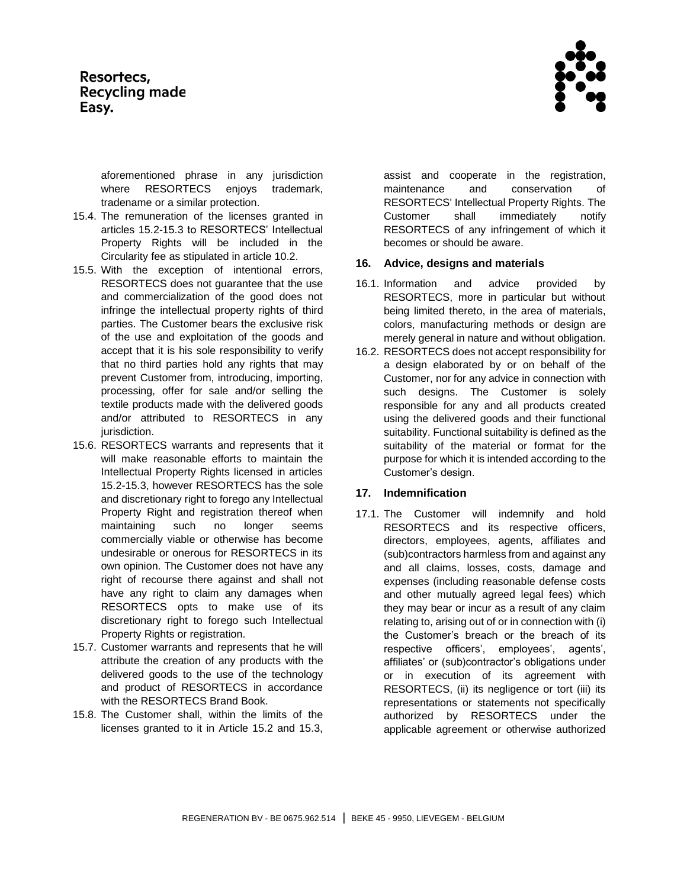aforementioned phrase in any jurisdiction where RESORTECS enjoys trademark, tradename or a similar protection.

15.4. The remuneration of the licenses granted in articles 15.2-15.3 to RESORTECS' Intellectual Property Rights will be included in the Circularity fee as stipulated in article 10.2.

15.5. With the exception of intentional errors, RESORTECS does not guarantee that the use and commercialization of the good does not infringe the intellectual property rights of third parties. The Customer bears the exclusive risk of the use and exploitation of the goods and accept that it is his sole responsibility to verify that no third parties hold any rights that may prevent Customer from, introducing, importing, processing, offer for sale and/or selling the textile products made with the delivered goods and/or attributed to RESORTECS in any jurisdiction.

15.6. RESORTECS warrants and represents that it will make reasonable efforts to maintain the Intellectual Property Rights licensed in articles 15.2-15.3, however RESORTECS has the sole and discretionary right to forego any Intellectual Property Right and registration thereof when maintaining such no longer seems commercially viable or otherwise has become undesirable or onerous for RESORTECS in its own opinion. The Customer does not have any right of recourse there against and shall not have any right to claim any damages when RESORTECS opts to make use of its discretionary right to forego such Intellectual Property Rights or registration.

15.7. Customer warrants and represents that he will attribute the creation of any products with the delivered goods to the use of the technology and product of RESORTECS in accordance with the RESORTECS Brand Book.

15.8. The Customer shall, within the limits of the licenses granted to it in Article 15.2 and 15.3, assist and cooperate in the registration, maintenance and conservation of RESORTECS' Intellectual Property Rights. The Customer shall immediately notify RESORTECS of any infringement of which it becomes or should be aware.

### 16. Advice, designs and materials

16.1. Information and advice provided by RESORTECS, more in particular but without being limited thereto, in the area of materials, colors, manufacturing methods or design are merely general in nature and without obligation.

16.2. RESORTECS does not accept responsibility for a design elaborated by or on behalf of the Customer, nor for any advice in connection with such designs. The Customer is solely responsible for any and all products created using the delivered goods and their functional suitability. Functional suitability is defined as the suitability of the material or format for the purpose for which it is intended according to the Customer's design.

### 17. Indemnification

17.1. The Customer will indemnify and hold RESORTECS and its respective officers, directors, employees, agents, affiliates and (sub)contractors harmless from and against any and all claims, losses, costs, damage and expenses (including reasonable defense costs and other mutually agreed legal fees) which they may bear or incur as a result of any claim relating to, arising out of or in connection with (i) the Customer's breach or the breach of its respective officers', employees', agents', affiliates' or (sub)contractor's obligations under or in execution of its agreement with RESORTECS, (ii) its negligence or tort (iii) its representations or statements not specifically authorized by RESORTECS under the applicable agreement or otherwise authorized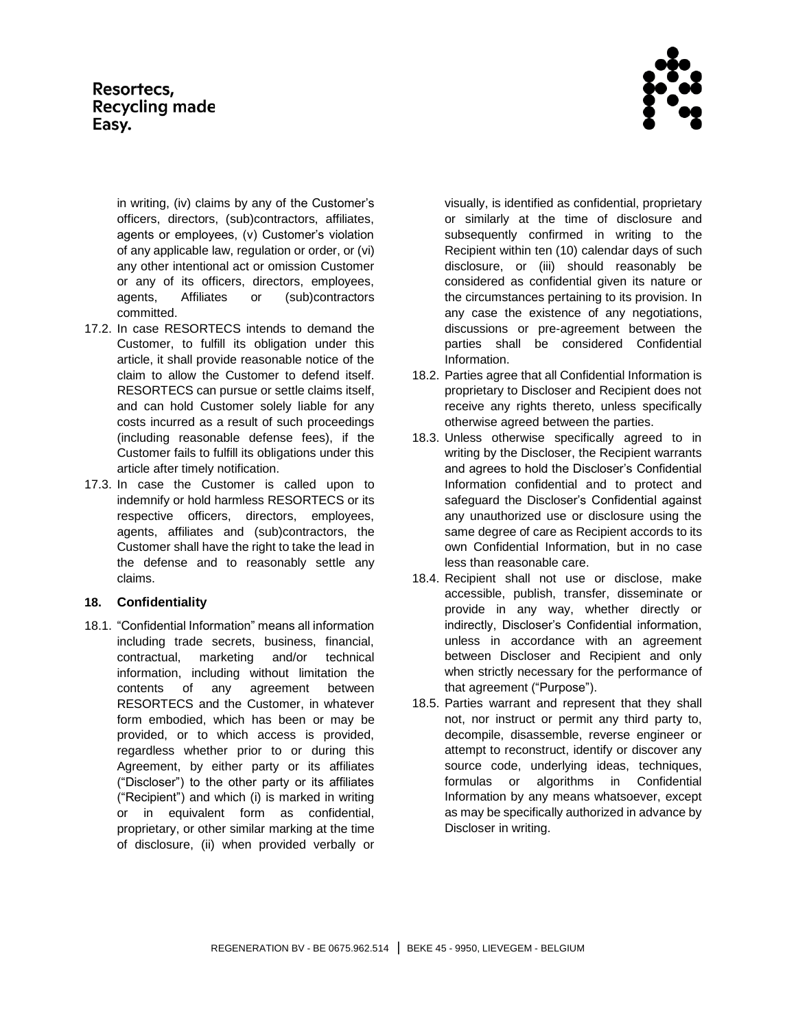in writing, (iv) claims by any of the Customer's officers, directors, (sub)contractors, affiliates, agents or employees, (v) Customer's violation of any applicable law, regulation or order, or (vi) any other intentional act or omission Customer or any of its officers, directors, employees, agents, Affiliates or (sub)contractors committed.

17.2. In case RESORTECS intends to demand the Customer, to fulfill its obligation under this article, it shall provide reasonable notice of the claim to allow the Customer to defend itself. RESORTECS can pursue or settle claims itself, and can hold Customer solely liable for any costs incurred as a result of such proceedings (including reasonable defense fees), if the Customer fails to fulfill its obligations under this article after timely notification.

17.3. In case the Customer is called upon to indemnify or hold harmless RESORTECS or its respective officers, directors, employees, agents, affiliates and (sub)contractors, the Customer shall have the right to take the lead in the defense and to reasonably settle any claims.

### 18. Confidentiality

18.1. "Confidential Information" means all information including trade secrets, business, financial, contractual, marketing and/or technical information, including without limitation the contents of any agreement between RESORTECS and the Customer, in whatever form embodied, which has been or may be provided, or to which access is provided, regardless whether prior to or during this Agreement, by either party or its affiliates ("Discloser") to the other party or its affiliates ("Recipient") and which (i) is marked in writing or in equivalent form as confidential, proprietary, or other similar marking at the time of disclosure, (ii) when provided verbally or visually, is identified as confidential, proprietary or similarly at the time of disclosure and subsequently confirmed in writing to the Recipient within ten (10) calendar days of such disclosure, or (iii) should reasonably be considered as confidential given its nature or the circumstances pertaining to its provision. In any case the existence of any negotiations, discussions or pre-agreement between the parties shall be considered Confidential Information.

18.2. Parties agree that all Confidential Information is proprietary to Discloser and Recipient does not receive any rights thereto, unless specifically otherwise agreed between the parties.

18.3. Unless otherwise specifically agreed to in writing by the Discloser, the Recipient warrants and agrees to hold the Discloser's Confidential Information confidential and to protect and safeguard the Discloser's Confidential against any unauthorized use or disclosure using the same degree of care as Recipient accords to its own Confidential Information, but in no case less than reasonable care.

18.4. Recipient shall not use or disclose, make accessible, publish, transfer, disseminate or provide in any way, whether directly or indirectly, Discloser's Confidential information, unless in accordance with an agreement between Discloser and Recipient and only when strictly necessary for the performance of that agreement ("Purpose").

18.5. Parties warrant and represent that they shall not, nor instruct or permit any third party to, decompile, disassemble, reverse engineer or attempt to reconstruct, identify or discover any source code, underlying ideas, techniques, formulas or algorithms in Confidential Information by any means whatsoever, except as may be specifically authorized in advance by Discloser in writing.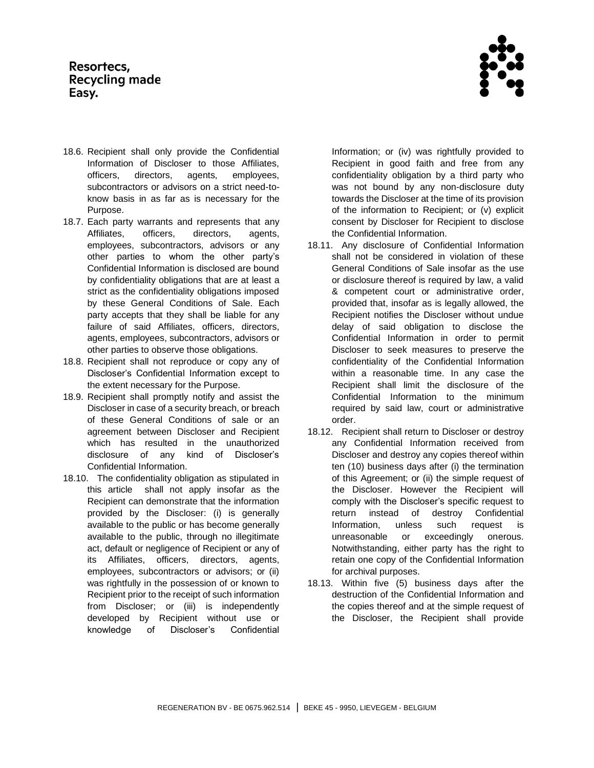18.6. Recipient shall only provide the Confidential Information of Discloser to those Affiliates, officers, directors, agents, employees, subcontractors or advisors on a strict need-to-know basis in as far as is necessary for the Purpose.

18.7. Each party warrants and represents that any Affiliates, officers, directors, agents, employees, subcontractors, advisors or any other parties to whom the other party's Confidential Information is disclosed are bound by confidentiality obligations that are at least a strict as the confidentiality obligations imposed by these General Conditions of Sale. Each party accepts that they shall be liable for any failure of said Affiliates, officers, directors, agents, employees, subcontractors, advisors or other parties to observe those obligations.

18.8. Recipient shall not reproduce or copy any of Discloser's Confidential Information except to the extent necessary for the Purpose.

18.9. Recipient shall promptly notify and assist the Discloser in case of a security breach, or breach of these General Conditions of sale or an agreement between Discloser and Recipient which has resulted in the unauthorized disclosure of any kind of Discloser's Confidential Information.

18.10. The confidentiality obligation as stipulated in this article shall not apply insofar as the Recipient can demonstrate that the information provided by the Discloser: (i) is generally available to the public or has become generally available to the public, through no illegitimate act, default or negligence of Recipient or any of its Affiliates, officers, directors, agents, employees, subcontractors or advisors; or (ii) was rightfully in the possession of or known to Recipient prior to the receipt of such information from Discloser; or (iii) is independently developed by Recipient without use or knowledge of Discloser's Confidential Information; or (iv) was rightfully provided to Recipient in good faith and free from any confidentiality obligation by a third party who was not bound by any non-disclosure duty towards the Discloser at the time of its provision of the information to Recipient; or (v) explicit consent by Discloser for Recipient to disclose the Confidential Information.

18.11. Any disclosure of Confidential Information shall not be considered in violation of these General Conditions of Sale insofar as the use or disclosure thereof is required by law, a valid & competent court or administrative order, provided that, insofar as is legally allowed, the Recipient notifies the Discloser without undue delay of said obligation to disclose the Confidential Information in order to permit Discloser to seek measures to preserve the confidentiality of the Confidential Information within a reasonable time. In any case the Recipient shall limit the disclosure of the Confidential Information to the minimum required by said law, court or administrative order.

18.12. Recipient shall return to Discloser or destroy any Confidential Information received from Discloser and destroy any copies thereof within ten (10) business days after (i) the termination of this Agreement; or (ii) the simple request of the Discloser. However the Recipient will comply with the Discloser's specific request to return instead of destroy Confidential Information, unless such request is unreasonable or exceedingly onerous. Notwithstanding, either party has the right to retain one copy of the Confidential Information for archival purposes.

18.13. Within five (5) business days after the destruction of the Confidential Information and the copies thereof and at the simple request of the Discloser, the Recipient shall provide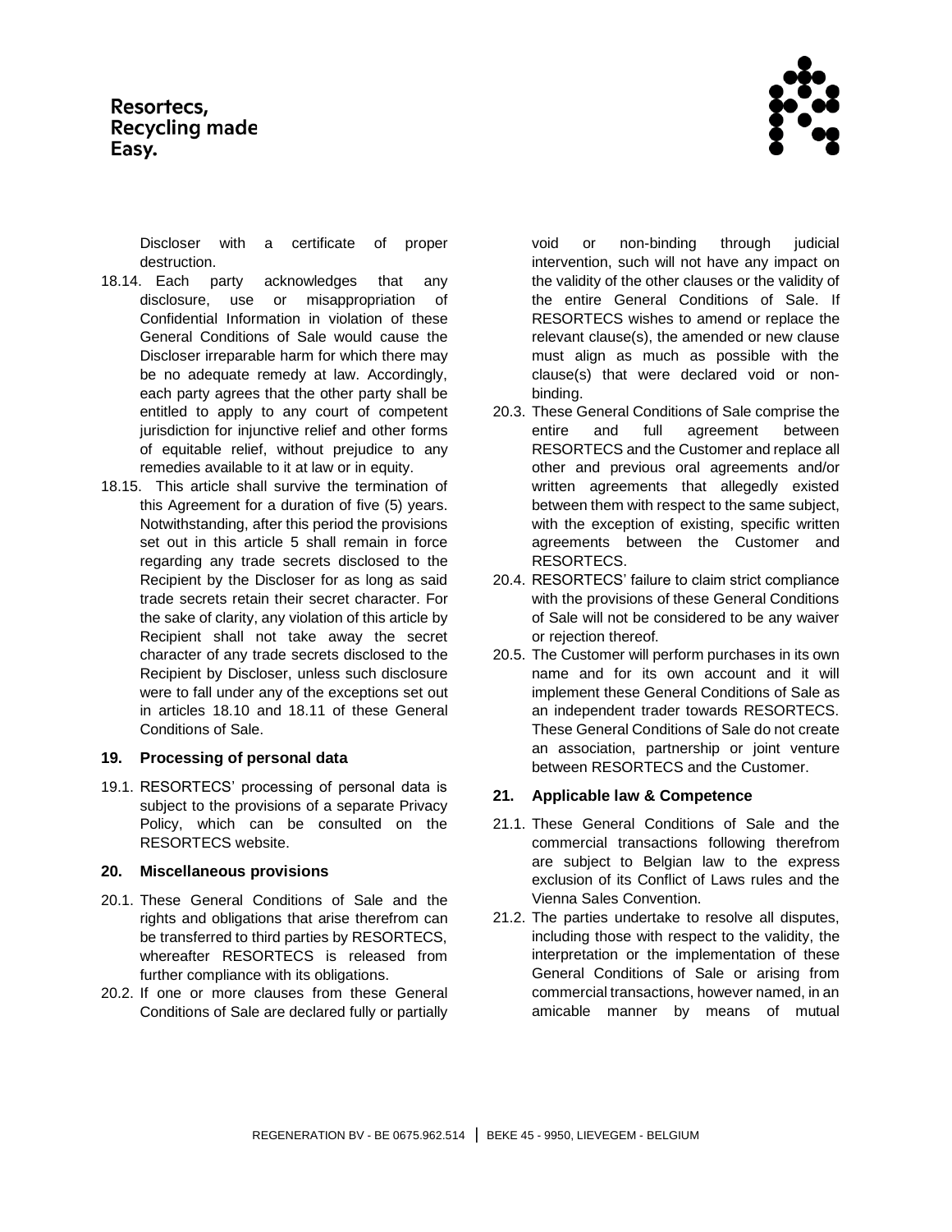Discloser with a certificate of proper destruction.

18.14. Each party acknowledges that any disclosure, use or misappropriation of Confidential Information in violation of these General Conditions of Sale would cause the Discloser irreparable harm for which there may be no adequate remedy at law. Accordingly, each party agrees that the other party shall be entitled to apply to any court of competent jurisdiction for injunctive relief and other forms of equitable relief, without prejudice to any remedies available to it at law or in equity.

18.15. This article shall survive the termination of this Agreement for a duration of five (5) years. Notwithstanding, after this period the provisions set out in this article 5 shall remain in force regarding any trade secrets disclosed to the Recipient by the Discloser for as long as said trade secrets retain their secret character. For the sake of clarity, any violation of this article by Recipient shall not take away the secret character of any trade secrets disclosed to the Recipient by Discloser, unless such disclosure were to fall under any of the exceptions set out in articles 18.10 and 18.11 of these General Conditions of Sale.

### 19. Processing of personal data

19.1. RESORTECS' processing of personal data is subject to the provisions of a separate Privacy Policy, which can be consulted on the RESORTECS website.

### 20. Miscellaneous provisions

20.1. These General Conditions of Sale and the rights and obligations that arise therefrom can be transferred to third parties by RESORTECS, whereafter RESORTECS is released from further compliance with its obligations.

20.2. If one or more clauses from these General Conditions of Sale are declared fully or partially void or non-binding through judicial intervention, such will not have any impact on the validity of the other clauses or the validity of the entire General Conditions of Sale. If RESORTECS wishes to amend or replace the relevant clause(s), the amended or new clause must align as much as possible with the clause(s) that were declared void or non-binding.

20.3. These General Conditions of Sale comprise the entire and full agreement between RESORTECS and the Customer and replace all other and previous oral agreements and/or written agreements that allegedly existed between them with respect to the same subject, with the exception of existing, specific written agreements between the Customer and RESORTECS.

20.4. RESORTECS' failure to claim strict compliance with the provisions of these General Conditions of Sale will not be considered to be any waiver or rejection thereof.

20.5. The Customer will perform purchases in its own name and for its own account and it will implement these General Conditions of Sale as an independent trader towards RESORTECS. These General Conditions of Sale do not create an association, partnership or joint venture between RESORTECS and the Customer.

### 21. Applicable law & Competence

21.1. These General Conditions of Sale and the commercial transactions following therefrom are subject to Belgian law to the express exclusion of its Conflict of Laws rules and the Vienna Sales Convention.

21.2. The parties undertake to resolve all disputes, including those with respect to the validity, the interpretation or the implementation of these General Conditions of Sale or arising from commercial transactions, however named, in an amicable manner by means of mutual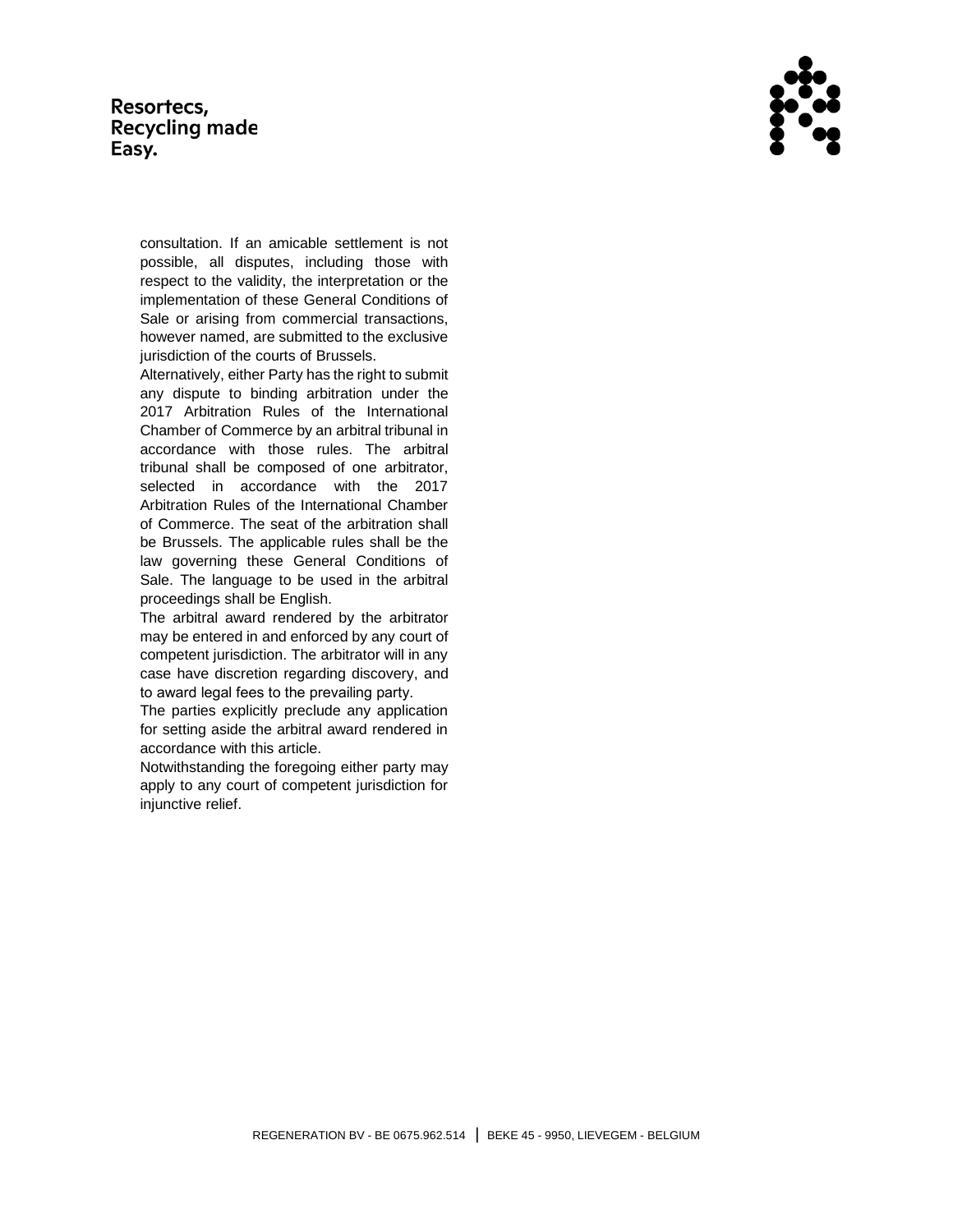consultation. If an amicable settlement is not possible, all disputes, including those with respect to the validity, the interpretation or the implementation of these General Conditions of Sale or arising from commercial transactions, however named, are submitted to the exclusive jurisdiction of the courts of Brussels.

Alternatively, either Party has the right to submit any dispute to binding arbitration under the 2017 Arbitration Rules of the International Chamber of Commerce by an arbitral tribunal in accordance with those rules. The arbitral tribunal shall be composed of one arbitrator, selected in accordance with the 2017 Arbitration Rules of the International Chamber of Commerce. The seat of the arbitration shall be Brussels. The applicable rules shall be the law governing these General Conditions of Sale. The language to be used in the arbitral proceedings shall be English.

The arbitral award rendered by the arbitrator may be entered in and enforced by any court of competent jurisdiction. The arbitrator will in any case have discretion regarding discovery, and to award legal fees to the prevailing party.

The parties explicitly preclude any application for setting aside the arbitral award rendered in accordance with this article.

Notwithstanding the foregoing either party may apply to any court of competent jurisdiction for injunctive relief.